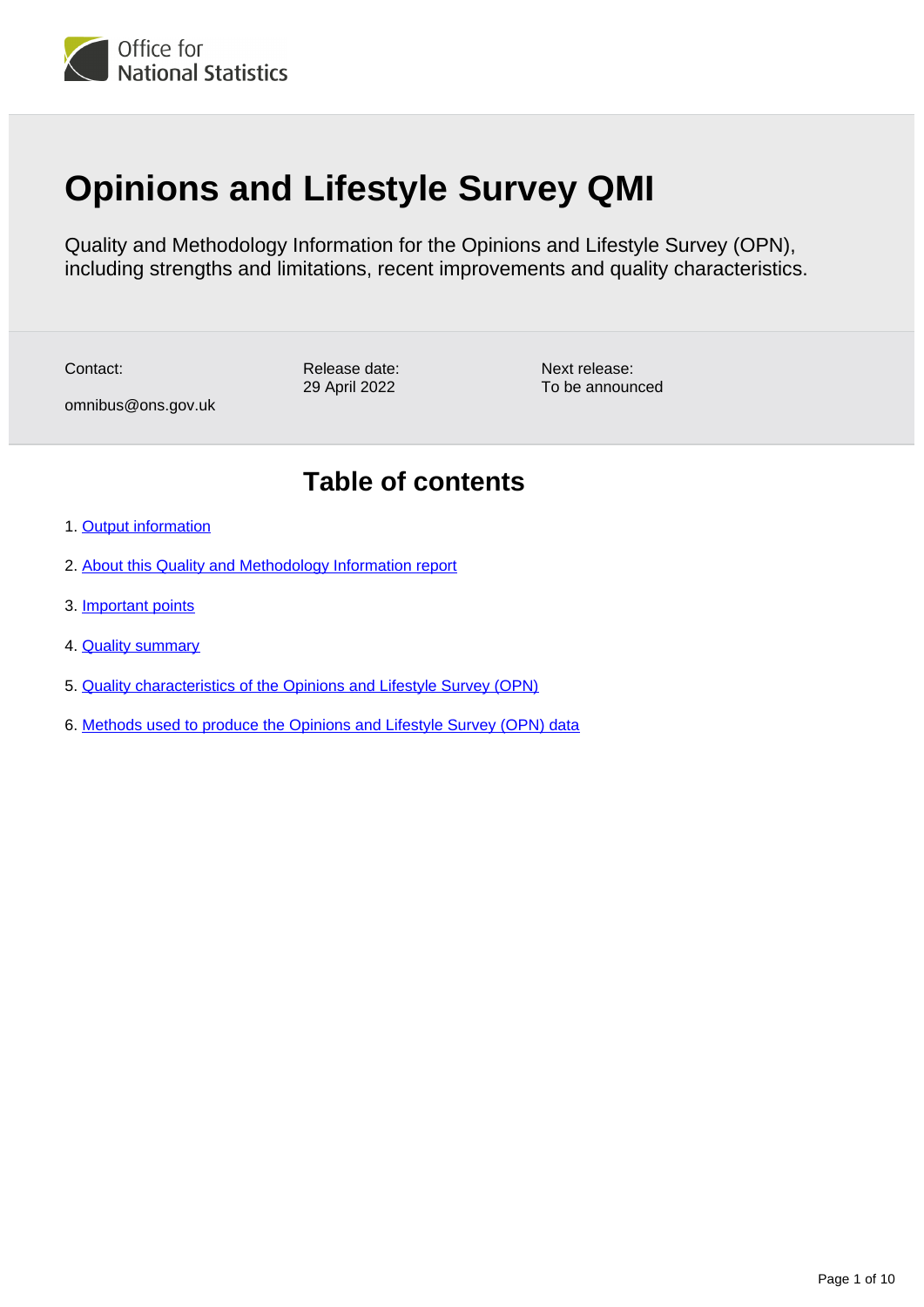Office for National Statistics

# Opinions and Lifestyle Survey QMI

Quality and Methodology Information for the Opinions and Lifestyle Survey (OPN), including strengths and limitations, recent improvements and quality characteristics.

Contact:
omnibus@ons.gov.uk

Release date:
29 April 2022

Next release:
To be announced

## Table of contents

1. Output information
2. About this Quality and Methodology Information report
3. Important points
4. Quality summary
5. Quality characteristics of the Opinions and Lifestyle Survey (OPN)
6. Methods used to produce the Opinions and Lifestyle Survey (OPN) data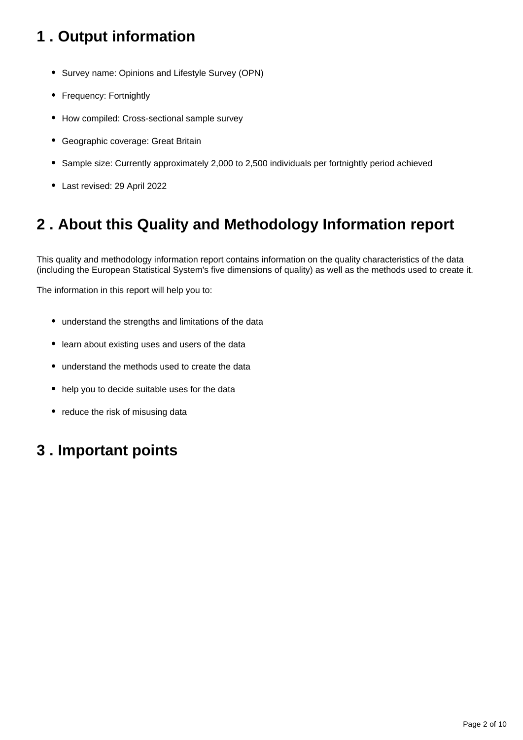## 1 . Output information

- Survey name: Opinions and Lifestyle Survey (OPN)
- Frequency: Fortnightly
- How compiled: Cross-sectional sample survey
- Geographic coverage: Great Britain
- Sample size: Currently approximately 2,000 to 2,500 individuals per fortnightly period achieved
- Last revised: 29 April 2022

## 2 . About this Quality and Methodology Information report

This quality and methodology information report contains information on the quality characteristics of the data (including the European Statistical System's five dimensions of quality) as well as the methods used to create it.

The information in this report will help you to:

- understand the strengths and limitations of the data
- learn about existing uses and users of the data
- understand the methods used to create the data
- help you to decide suitable uses for the data
- reduce the risk of misusing data

## 3 . Important points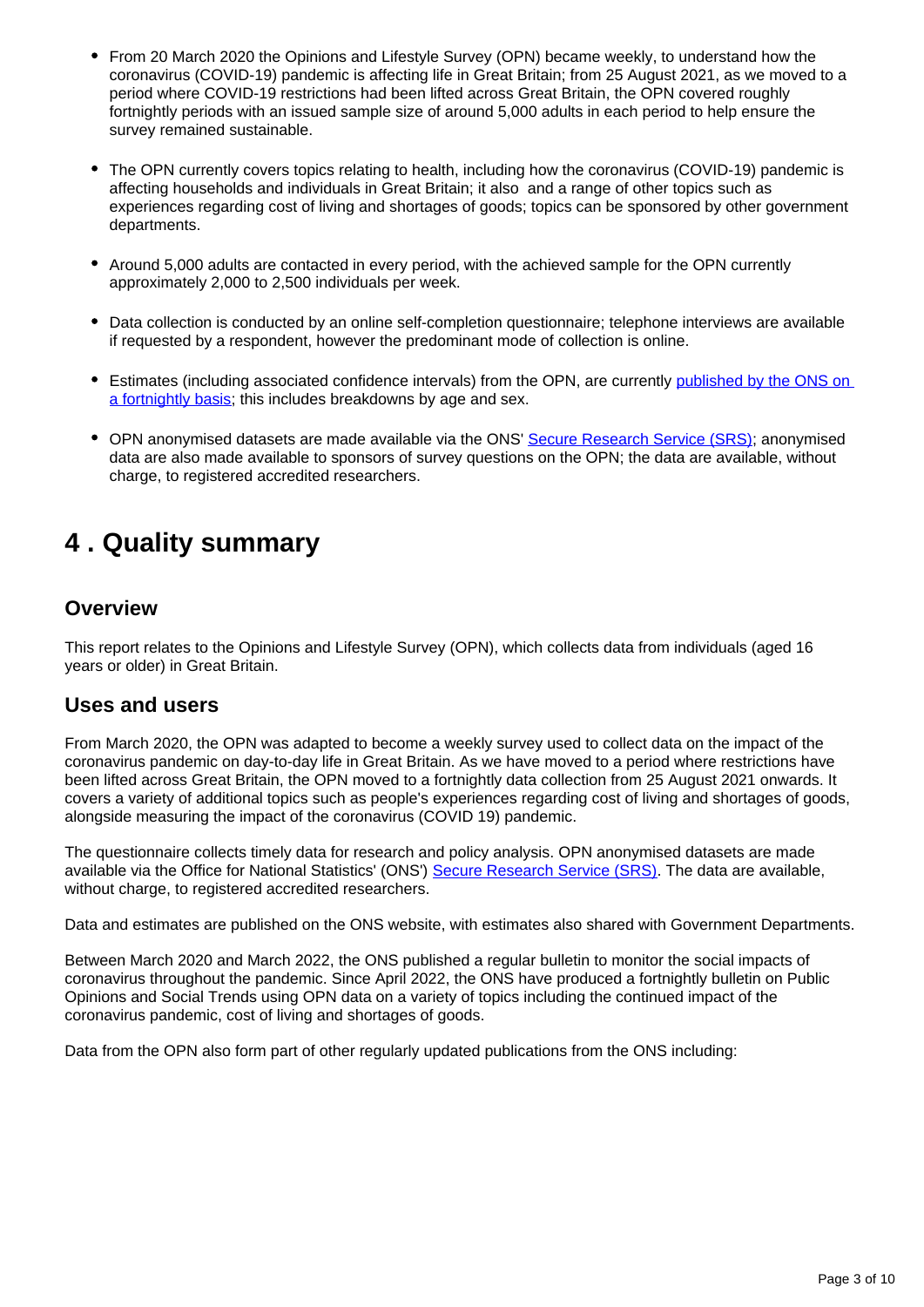- From 20 March 2020 the Opinions and Lifestyle Survey (OPN) became weekly, to understand how the coronavirus (COVID-19) pandemic is affecting life in Great Britain; from 25 August 2021, as we moved to a period where COVID-19 restrictions had been lifted across Great Britain, the OPN covered roughly fortnightly periods with an issued sample size of around 5,000 adults in each period to help ensure the survey remained sustainable.

- The OPN currently covers topics relating to health, including how the coronavirus (COVID-19) pandemic is affecting households and individuals in Great Britain; it also and a range of other topics such as experiences regarding cost of living and shortages of goods; topics can be sponsored by other government departments.

- Around 5,000 adults are contacted in every period, with the achieved sample for the OPN currently approximately 2,000 to 2,500 individuals per week.

- Data collection is conducted by an online self-completion questionnaire; telephone interviews are available if requested by a respondent, however the predominant mode of collection is online.

- Estimates (including associated confidence intervals) from the OPN, are currently published by the ONS on a fortnightly basis; this includes breakdowns by age and sex.

- OPN anonymised datasets are made available via the ONS' Secure Research Service (SRS); anonymised data are also made available to sponsors of survey questions on the OPN; the data are available, without charge, to registered accredited researchers.

# 4 . Quality summary

## Overview

This report relates to the Opinions and Lifestyle Survey (OPN), which collects data from individuals (aged 16 years or older) in Great Britain.

## Uses and users

From March 2020, the OPN was adapted to become a weekly survey used to collect data on the impact of the coronavirus pandemic on day-to-day life in Great Britain. As we have moved to a period where restrictions have been lifted across Great Britain, the OPN moved to a fortnightly data collection from 25 August 2021 onwards. It covers a variety of additional topics such as people's experiences regarding cost of living and shortages of goods, alongside measuring the impact of the coronavirus (COVID 19) pandemic.

The questionnaire collects timely data for research and policy analysis. OPN anonymised datasets are made available via the Office for National Statistics' (ONS') Secure Research Service (SRS). The data are available, without charge, to registered accredited researchers.

Data and estimates are published on the ONS website, with estimates also shared with Government Departments.

Between March 2020 and March 2022, the ONS published a regular bulletin to monitor the social impacts of coronavirus throughout the pandemic. Since April 2022, the ONS have produced a fortnightly bulletin on Public Opinions and Social Trends using OPN data on a variety of topics including the continued impact of the coronavirus pandemic, cost of living and shortages of goods.

Data from the OPN also form part of other regularly updated publications from the ONS including: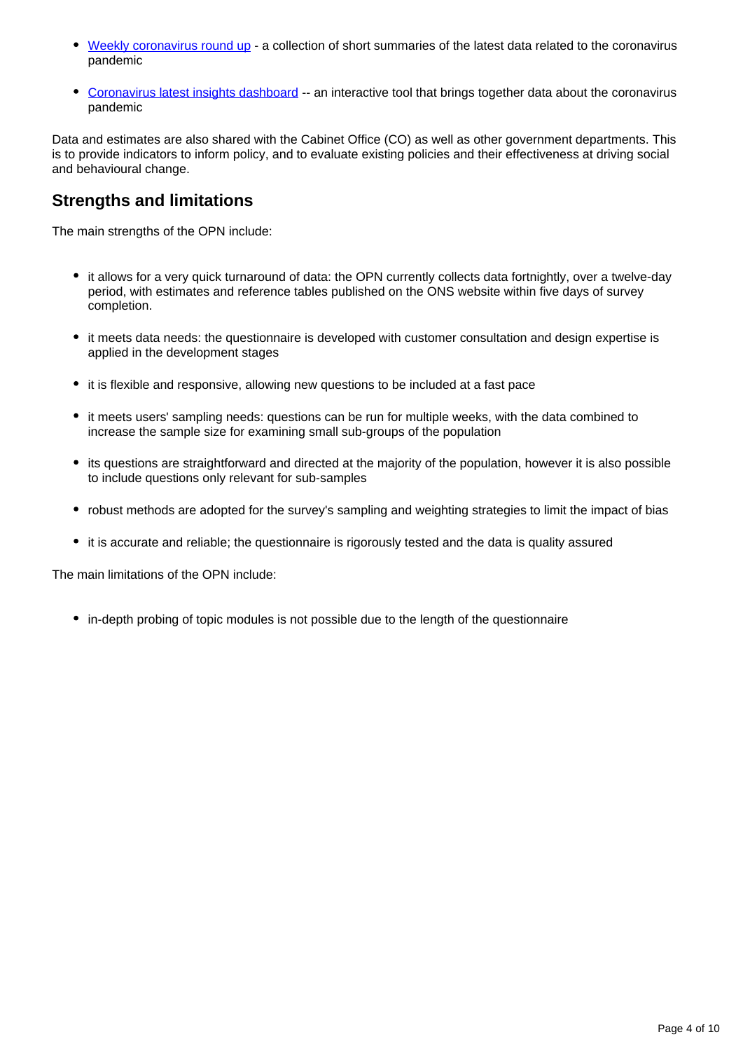- [Weekly coronavirus round up](#) - a collection of short summaries of the latest data related to the coronavirus pandemic

- [Coronavirus latest insights dashboard](#) -- an interactive tool that brings together data about the coronavirus pandemic

Data and estimates are also shared with the Cabinet Office (CO) as well as other government departments. This is to provide indicators to inform policy, and to evaluate existing policies and their effectiveness at driving social and behavioural change.

## Strengths and limitations

The main strengths of the OPN include:

- it allows for a very quick turnaround of data: the OPN currently collects data fortnightly, over a twelve-day period, with estimates and reference tables published on the ONS website within five days of survey completion.

- it meets data needs: the questionnaire is developed with customer consultation and design expertise is applied in the development stages

- it is flexible and responsive, allowing new questions to be included at a fast pace

- it meets users' sampling needs: questions can be run for multiple weeks, with the data combined to increase the sample size for examining small sub-groups of the population

- its questions are straightforward and directed at the majority of the population, however it is also possible to include questions only relevant for sub-samples

- robust methods are adopted for the survey's sampling and weighting strategies to limit the impact of bias

- it is accurate and reliable; the questionnaire is rigorously tested and the data is quality assured

The main limitations of the OPN include:

- in-depth probing of topic modules is not possible due to the length of the questionnaire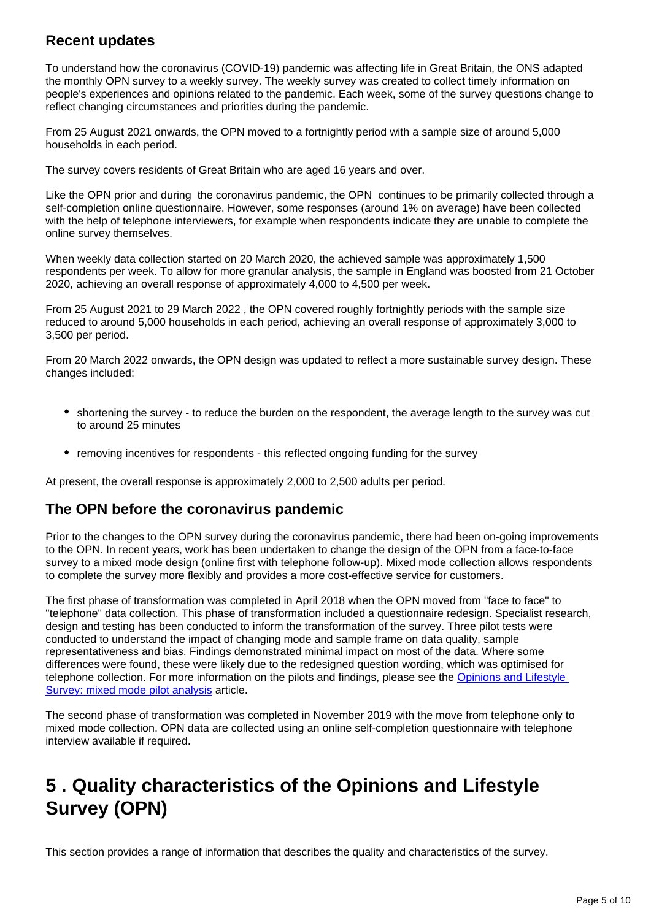### Recent updates

To understand how the coronavirus (COVID-19) pandemic was affecting life in Great Britain, the ONS adapted the monthly OPN survey to a weekly survey. The weekly survey was created to collect timely information on people's experiences and opinions related to the pandemic. Each week, some of the survey questions change to reflect changing circumstances and priorities during the pandemic.

From 25 August 2021 onwards, the OPN moved to a fortnightly period with a sample size of around 5,000 households in each period.

The survey covers residents of Great Britain who are aged 16 years and over.

Like the OPN prior and during the coronavirus pandemic, the OPN continues to be primarily collected through a self-completion online questionnaire. However, some responses (around 1% on average) have been collected with the help of telephone interviewers, for example when respondents indicate they are unable to complete the online survey themselves.

When weekly data collection started on 20 March 2020, the achieved sample was approximately 1,500 respondents per week. To allow for more granular analysis, the sample in England was boosted from 21 October 2020, achieving an overall response of approximately 4,000 to 4,500 per week.

From 25 August 2021 to 29 March 2022 , the OPN covered roughly fortnightly periods with the sample size reduced to around 5,000 households in each period, achieving an overall response of approximately 3,000 to 3,500 per period.

From 20 March 2022 onwards, the OPN design was updated to reflect a more sustainable survey design. These changes included:

- shortening the survey - to reduce the burden on the respondent, the average length to the survey was cut to around 25 minutes
- removing incentives for respondents - this reflected ongoing funding for the survey

At present, the overall response is approximately 2,000 to 2,500 adults per period.

### The OPN before the coronavirus pandemic

Prior to the changes to the OPN survey during the coronavirus pandemic, there had been on-going improvements to the OPN. In recent years, work has been undertaken to change the design of the OPN from a face-to-face survey to a mixed mode design (online first with telephone follow-up). Mixed mode collection allows respondents to complete the survey more flexibly and provides a more cost-effective service for customers.

The first phase of transformation was completed in April 2018 when the OPN moved from "face to face" to "telephone" data collection. This phase of transformation included a questionnaire redesign. Specialist research, design and testing has been conducted to inform the transformation of the survey. Three pilot tests were conducted to understand the impact of changing mode and sample frame on data quality, sample representativeness and bias. Findings demonstrated minimal impact on most of the data. Where some differences were found, these were likely due to the redesigned question wording, which was optimised for telephone collection. For more information on the pilots and findings, please see the Opinions and Lifestyle Survey: mixed mode pilot analysis article.

The second phase of transformation was completed in November 2019 with the move from telephone only to mixed mode collection. OPN data are collected using an online self-completion questionnaire with telephone interview available if required.

## 5 . Quality characteristics of the Opinions and Lifestyle Survey (OPN)

This section provides a range of information that describes the quality and characteristics of the survey.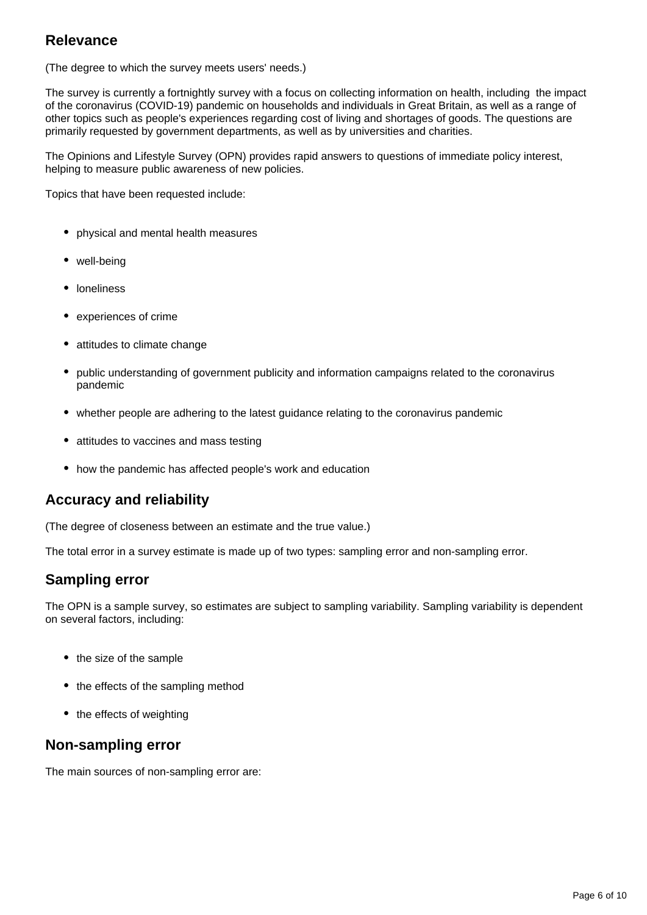## Relevance

(The degree to which the survey meets users' needs.)

The survey is currently a fortnightly survey with a focus on collecting information on health, including the impact of the coronavirus (COVID-19) pandemic on households and individuals in Great Britain, as well as a range of other topics such as people's experiences regarding cost of living and shortages of goods. The questions are primarily requested by government departments, as well as by universities and charities.

The Opinions and Lifestyle Survey (OPN) provides rapid answers to questions of immediate policy interest, helping to measure public awareness of new policies.

Topics that have been requested include:

- physical and mental health measures
- well-being
- loneliness
- experiences of crime
- attitudes to climate change
- public understanding of government publicity and information campaigns related to the coronavirus pandemic
- whether people are adhering to the latest guidance relating to the coronavirus pandemic
- attitudes to vaccines and mass testing
- how the pandemic has affected people's work and education

## Accuracy and reliability

(The degree of closeness between an estimate and the true value.)

The total error in a survey estimate is made up of two types: sampling error and non-sampling error.

## Sampling error

The OPN is a sample survey, so estimates are subject to sampling variability. Sampling variability is dependent on several factors, including:

- the size of the sample
- the effects of the sampling method
- the effects of weighting

## Non-sampling error

The main sources of non-sampling error are: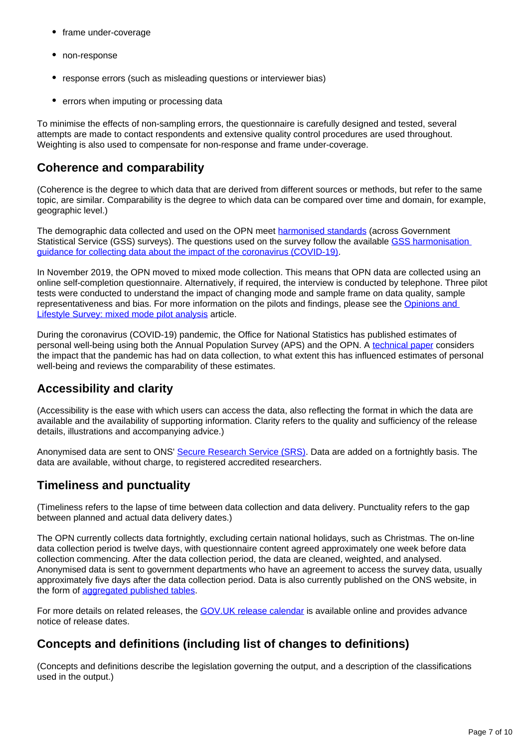- frame under-coverage
- non-response
- response errors (such as misleading questions or interviewer bias)
- errors when imputing or processing data

To minimise the effects of non-sampling errors, the questionnaire is carefully designed and tested, several attempts are made to contact respondents and extensive quality control procedures are used throughout. Weighting is also used to compensate for non-response and frame under-coverage.

## Coherence and comparability

(Coherence is the degree to which data that are derived from different sources or methods, but refer to the same topic, are similar. Comparability is the degree to which data can be compared over time and domain, for example, geographic level.)

The demographic data collected and used on the OPN meet harmonised standards (across Government Statistical Service (GSS) surveys). The questions used on the survey follow the available GSS harmonisation guidance for collecting data about the impact of the coronavirus (COVID-19).

In November 2019, the OPN moved to mixed mode collection. This means that OPN data are collected using an online self-completion questionnaire. Alternatively, if required, the interview is conducted by telephone. Three pilot tests were conducted to understand the impact of changing mode and sample frame on data quality, sample representativeness and bias. For more information on the pilots and findings, please see the Opinions and Lifestyle Survey: mixed mode pilot analysis article.

During the coronavirus (COVID-19) pandemic, the Office for National Statistics has published estimates of personal well-being using both the Annual Population Survey (APS) and the OPN. A technical paper considers the impact that the pandemic has had on data collection, to what extent this has influenced estimates of personal well-being and reviews the comparability of these estimates.

## Accessibility and clarity

(Accessibility is the ease with which users can access the data, also reflecting the format in which the data are available and the availability of supporting information. Clarity refers to the quality and sufficiency of the release details, illustrations and accompanying advice.)

Anonymised data are sent to ONS' Secure Research Service (SRS). Data are added on a fortnightly basis. The data are available, without charge, to registered accredited researchers.

## Timeliness and punctuality

(Timeliness refers to the lapse of time between data collection and data delivery. Punctuality refers to the gap between planned and actual data delivery dates.)

The OPN currently collects data fortnightly, excluding certain national holidays, such as Christmas. The on-line data collection period is twelve days, with questionnaire content agreed approximately one week before data collection commencing. After the data collection period, the data are cleaned, weighted, and analysed. Anonymised data is sent to government departments who have an agreement to access the survey data, usually approximately five days after the data collection period. Data is also currently published on the ONS website, in the form of aggregated published tables.

For more details on related releases, the GOV.UK release calendar is available online and provides advance notice of release dates.

## Concepts and definitions (including list of changes to definitions)

(Concepts and definitions describe the legislation governing the output, and a description of the classifications used in the output.)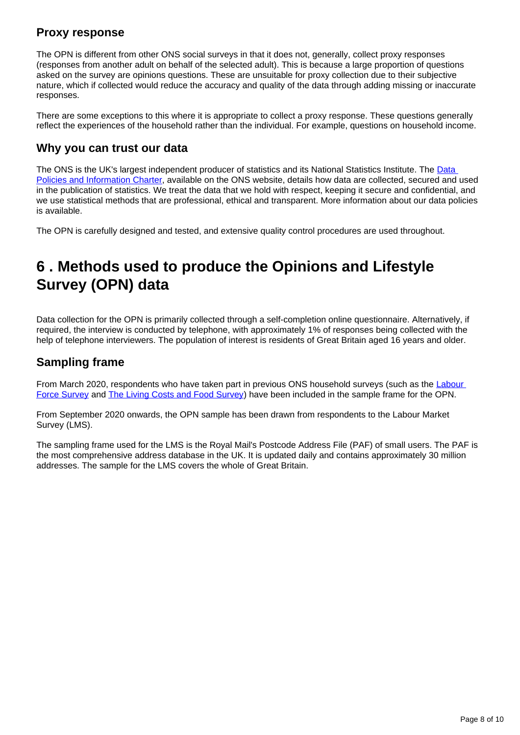### Proxy response

The OPN is different from other ONS social surveys in that it does not, generally, collect proxy responses (responses from another adult on behalf of the selected adult). This is because a large proportion of questions asked on the survey are opinions questions. These are unsuitable for proxy collection due to their subjective nature, which if collected would reduce the accuracy and quality of the data through adding missing or inaccurate responses.

There are some exceptions to this where it is appropriate to collect a proxy response. These questions generally reflect the experiences of the household rather than the individual. For example, questions on household income.

### Why you can trust our data

The ONS is the UK's largest independent producer of statistics and its National Statistics Institute. The Data Policies and Information Charter, available on the ONS website, details how data are collected, secured and used in the publication of statistics. We treat the data that we hold with respect, keeping it secure and confidential, and we use statistical methods that are professional, ethical and transparent. More information about our data policies is available.

The OPN is carefully designed and tested, and extensive quality control procedures are used throughout.

## 6 . Methods used to produce the Opinions and Lifestyle Survey (OPN) data

Data collection for the OPN is primarily collected through a self-completion online questionnaire. Alternatively, if required, the interview is conducted by telephone, with approximately 1% of responses being collected with the help of telephone interviewers. The population of interest is residents of Great Britain aged 16 years and older.

### Sampling frame

From March 2020, respondents who have taken part in previous ONS household surveys (such as the Labour Force Survey and The Living Costs and Food Survey) have been included in the sample frame for the OPN.

From September 2020 onwards, the OPN sample has been drawn from respondents to the Labour Market Survey (LMS).

The sampling frame used for the LMS is the Royal Mail's Postcode Address File (PAF) of small users. The PAF is the most comprehensive address database in the UK. It is updated daily and contains approximately 30 million addresses. The sample for the LMS covers the whole of Great Britain.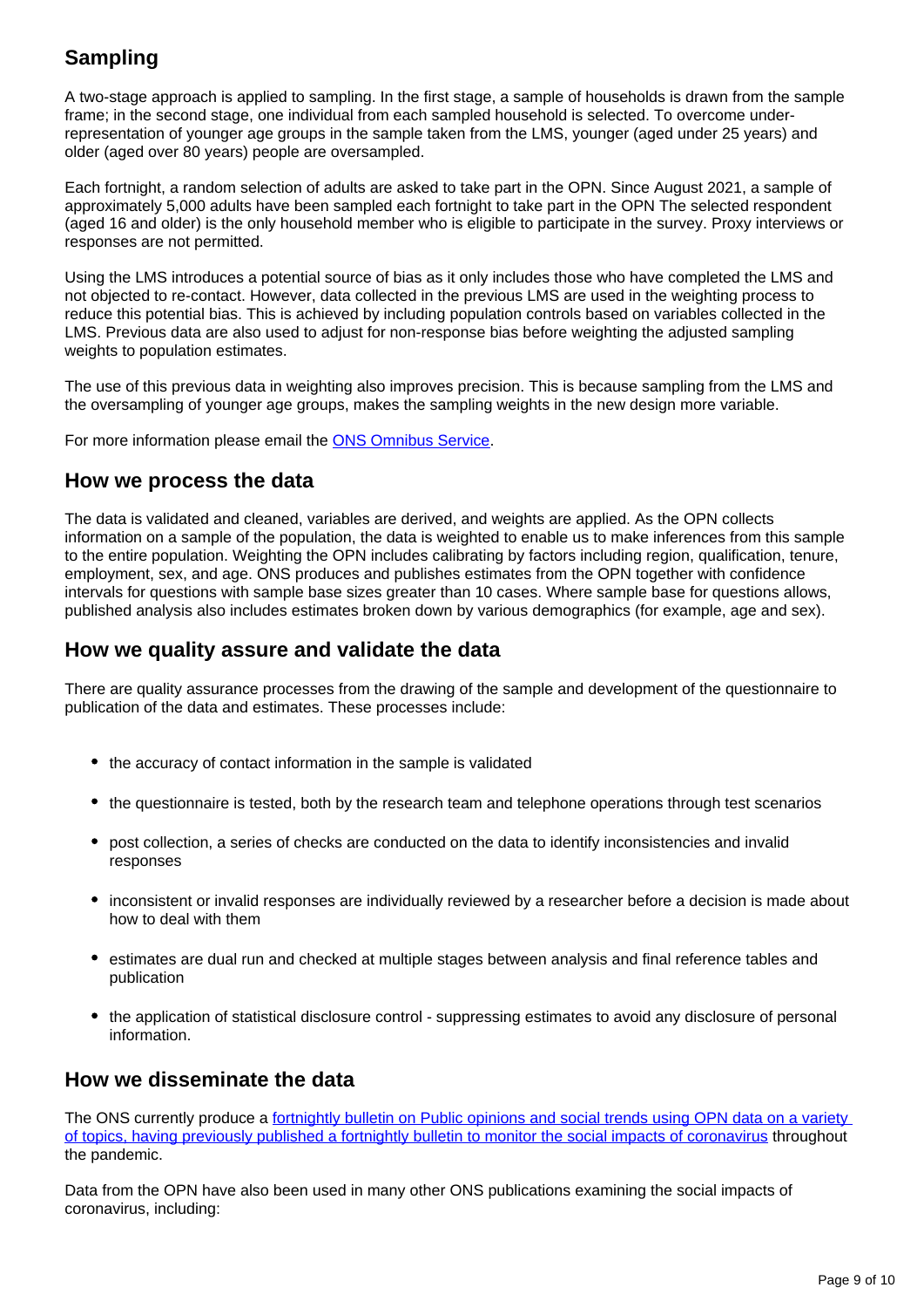## Sampling

A two-stage approach is applied to sampling. In the first stage, a sample of households is drawn from the sample frame; in the second stage, one individual from each sampled household is selected. To overcome under-representation of younger age groups in the sample taken from the LMS, younger (aged under 25 years) and older (aged over 80 years) people are oversampled.

Each fortnight, a random selection of adults are asked to take part in the OPN. Since August 2021, a sample of approximately 5,000 adults have been sampled each fortnight to take part in the OPN The selected respondent (aged 16 and older) is the only household member who is eligible to participate in the survey. Proxy interviews or responses are not permitted.

Using the LMS introduces a potential source of bias as it only includes those who have completed the LMS and not objected to re-contact. However, data collected in the previous LMS are used in the weighting process to reduce this potential bias. This is achieved by including population controls based on variables collected in the LMS. Previous data are also used to adjust for non-response bias before weighting the adjusted sampling weights to population estimates.

The use of this previous data in weighting also improves precision. This is because sampling from the LMS and the oversampling of younger age groups, makes the sampling weights in the new design more variable.

For more information please email the [ONS Omnibus Service](#).

## How we process the data

The data is validated and cleaned, variables are derived, and weights are applied. As the OPN collects information on a sample of the population, the data is weighted to enable us to make inferences from this sample to the entire population. Weighting the OPN includes calibrating by factors including region, qualification, tenure, employment, sex, and age. ONS produces and publishes estimates from the OPN together with confidence intervals for questions with sample base sizes greater than 10 cases. Where sample base for questions allows, published analysis also includes estimates broken down by various demographics (for example, age and sex).

## How we quality assure and validate the data

There are quality assurance processes from the drawing of the sample and development of the questionnaire to publication of the data and estimates. These processes include:

- the accuracy of contact information in the sample is validated
- the questionnaire is tested, both by the research team and telephone operations through test scenarios
- post collection, a series of checks are conducted on the data to identify inconsistencies and invalid responses
- inconsistent or invalid responses are individually reviewed by a researcher before a decision is made about how to deal with them
- estimates are dual run and checked at multiple stages between analysis and final reference tables and publication
- the application of statistical disclosure control - suppressing estimates to avoid any disclosure of personal information.

## How we disseminate the data

The ONS currently produce a [fortnightly bulletin on Public opinions and social trends using OPN data on a variety of topics, having previously published a fortnightly bulletin to monitor the social impacts of coronavirus](#) throughout the pandemic.

Data from the OPN have also been used in many other ONS publications examining the social impacts of coronavirus, including: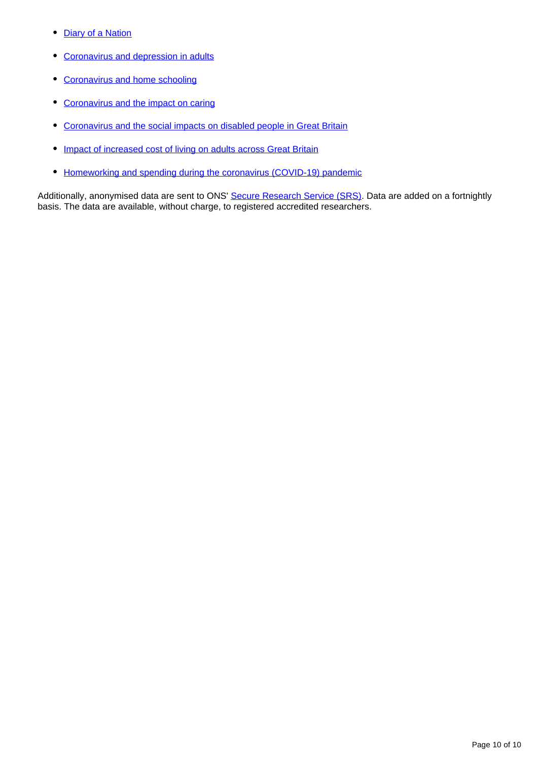- Diary of a Nation
- Coronavirus and depression in adults
- Coronavirus and home schooling
- Coronavirus and the impact on caring
- Coronavirus and the social impacts on disabled people in Great Britain
- Impact of increased cost of living on adults across Great Britain
- Homeworking and spending during the coronavirus (COVID-19) pandemic

Additionally, anonymised data are sent to ONS' Secure Research Service (SRS). Data are added on a fortnightly basis. The data are available, without charge, to registered accredited researchers.